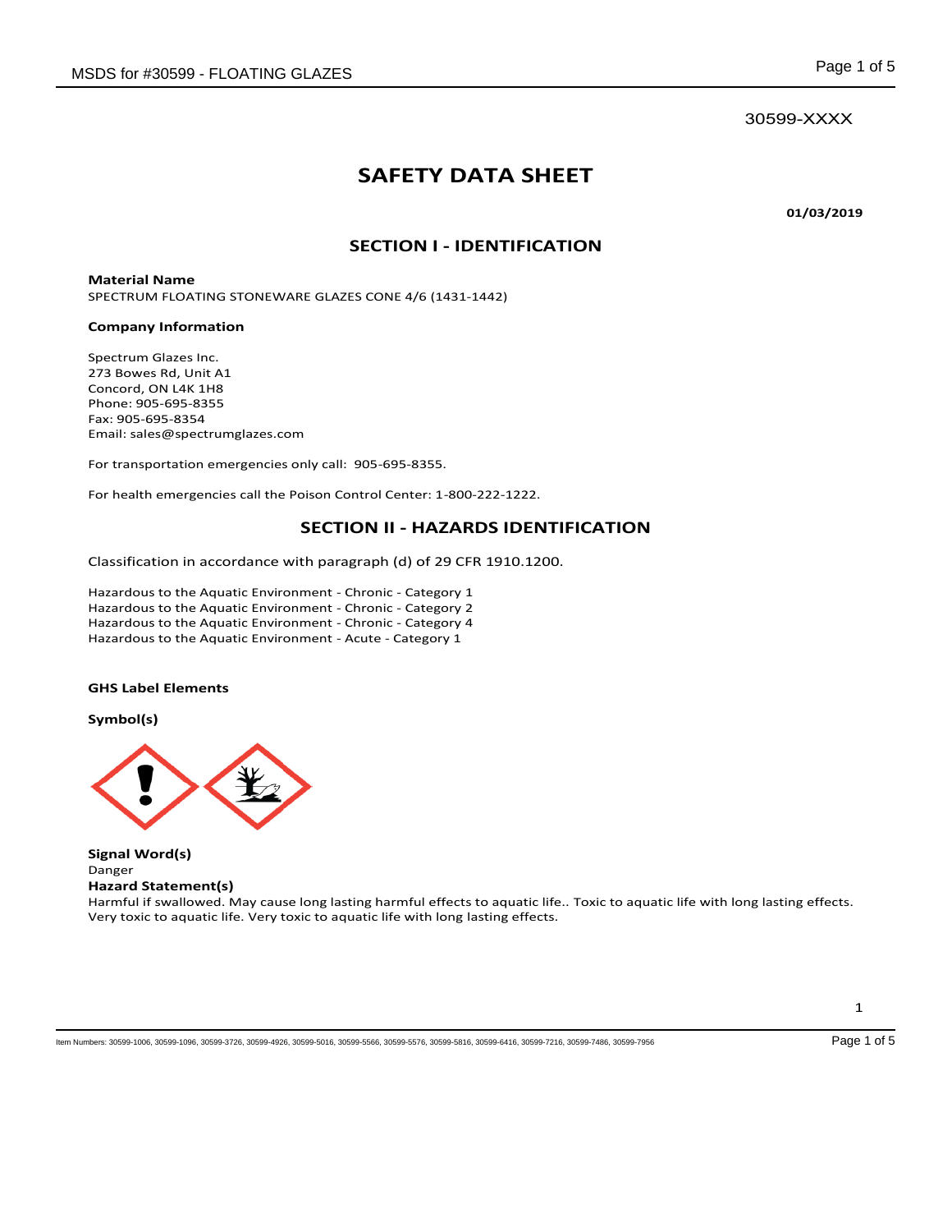30599-XXXX

# SAFETY DATA SHEET

**01/03/2019**

## SECTION I - IDENTIFICATION

**Material Name**
SPECTRUM FLOATING STONEWARE GLAZES CONE 4/6 (1431-1442)

**Company Information**

Spectrum Glazes Inc.
273 Bowes Rd, Unit A1
Concord, ON L4K 1H8
Phone: 905-695-8355
Fax: 905-695-8354
Email: sales@spectrumglazes.com

For transportation emergencies only call: 905-695-8355.

For health emergencies call the Poison Control Center: 1-800-222-1222.

## SECTION II - HAZARDS IDENTIFICATION

Classification in accordance with paragraph (d) of 29 CFR 1910.1200.

Hazardous to the Aquatic Environment - Chronic - Category 1
Hazardous to the Aquatic Environment - Chronic - Category 2
Hazardous to the Aquatic Environment - Chronic - Category 4
Hazardous to the Aquatic Environment - Acute - Category 1

**GHS Label Elements**

**Symbol(s)**

**Signal Word(s)**
Danger
**Hazard Statement(s)**
Harmful if swallowed. May cause long lasting harmful effects to aquatic life.. Toxic to aquatic life with long lasting effects. Very toxic to aquatic life. Very toxic to aquatic life with long lasting effects.

Item Numbers: 30599-1006, 30599-1096, 30599-3726, 30599-4926, 30599-5016, 30599-5566, 30599-5576, 30599-5816, 30599-6416, 30599-7216, 30599-7486, 30599-7956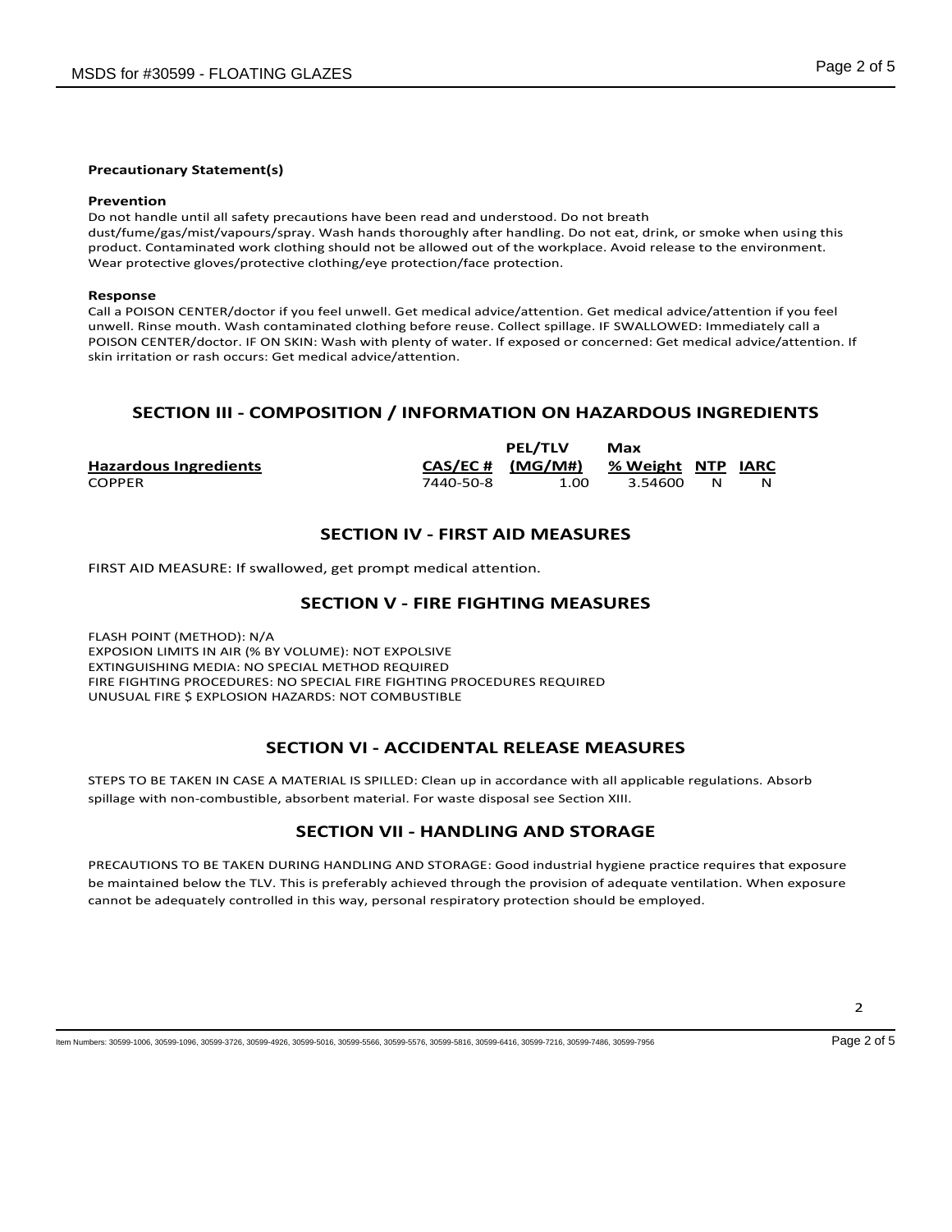**Precautionary Statement(s)**

**Prevention**

Do not handle until all safety precautions have been read and understood. Do not breath dust/fume/gas/mist/vapours/spray. Wash hands thoroughly after handling. Do not eat, drink, or smoke when using this product. Contaminated work clothing should not be allowed out of the workplace. Avoid release to the environment. Wear protective gloves/protective clothing/eye protection/face protection.

**Response**

Call a POISON CENTER/doctor if you feel unwell. Get medical advice/attention. Get medical advice/attention if you feel unwell. Rinse mouth. Wash contaminated clothing before reuse. Collect spillage. IF SWALLOWED: Immediately call a POISON CENTER/doctor. IF ON SKIN: Wash with plenty of water. If exposed or concerned: Get medical advice/attention. If skin irritation or rash occurs: Get medical advice/attention.

## SECTION III - COMPOSITION / INFORMATION ON HAZARDOUS INGREDIENTS

| Hazardous Ingredients | CAS/EC # | PEL/TLV (MG/M#) | Max % Weight | NTP | IARC |
|---|---|---|---|---|---|
| COPPER | 7440-50-8 | 1.00 | 3.54600 | N | N |

## SECTION IV - FIRST AID MEASURES

FIRST AID MEASURE: If swallowed, get prompt medical attention.

## SECTION V - FIRE FIGHTING MEASURES

FLASH POINT (METHOD): N/A
EXPOSION LIMITS IN AIR (% BY VOLUME): NOT EXPOLSIVE
EXTINGUISHING MEDIA: NO SPECIAL METHOD REQUIRED
FIRE FIGHTING PROCEDURES: NO SPECIAL FIRE FIGHTING PROCEDURES REQUIRED
UNUSUAL FIRE $ EXPLOSION HAZARDS: NOT COMBUSTIBLE

## SECTION VI - ACCIDENTAL RELEASE MEASURES

STEPS TO BE TAKEN IN CASE A MATERIAL IS SPILLED: Clean up in accordance with all applicable regulations. Absorb spillage with non-combustible, absorbent material. For waste disposal see Section XIII.

## SECTION VII - HANDLING AND STORAGE

PRECAUTIONS TO BE TAKEN DURING HANDLING AND STORAGE: Good industrial hygiene practice requires that exposure be maintained below the TLV. This is preferably achieved through the provision of adequate ventilation. When exposure cannot be adequately controlled in this way, personal respiratory protection should be employed.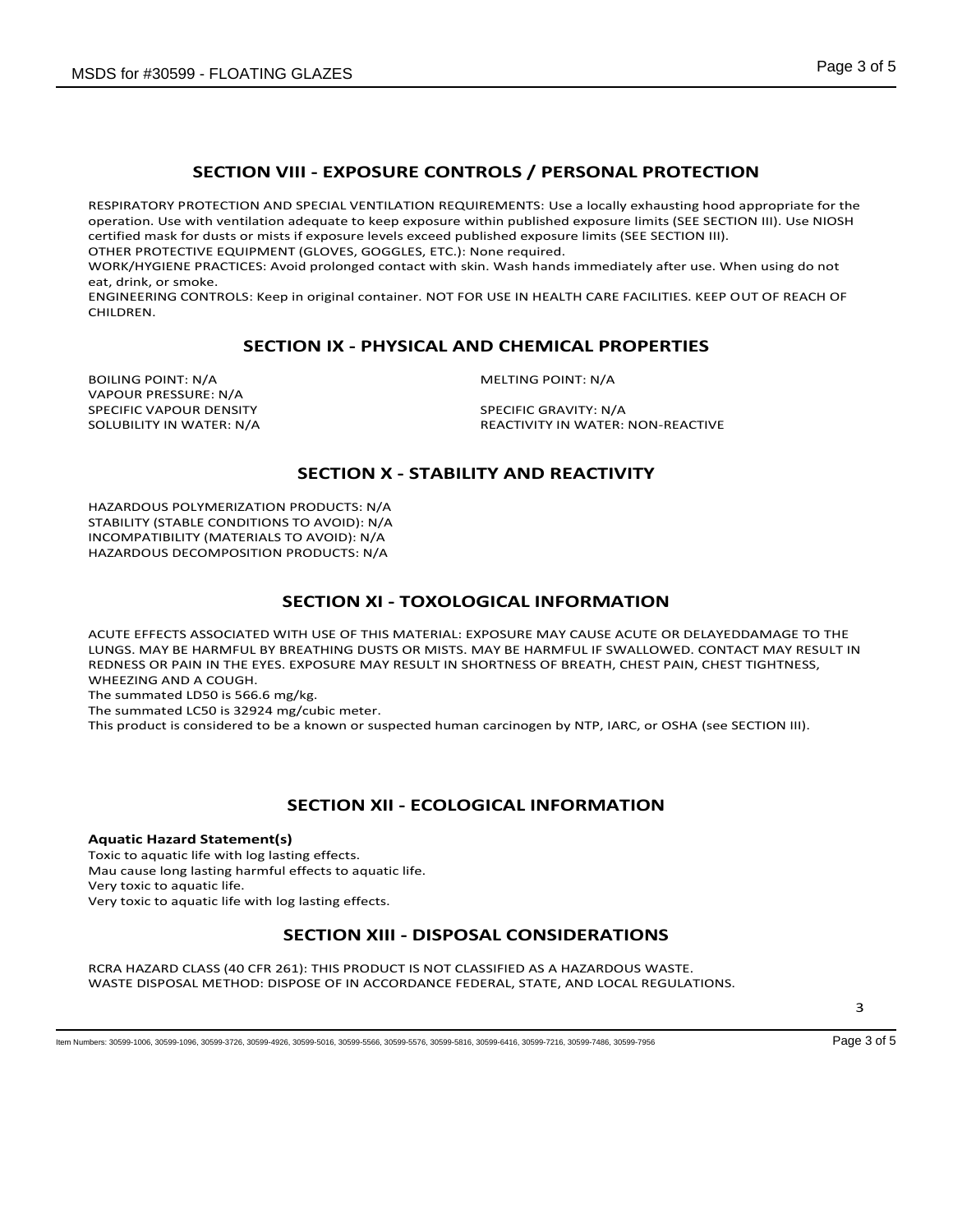## SECTION VIII - EXPOSURE CONTROLS / PERSONAL PROTECTION

RESPIRATORY PROTECTION AND SPECIAL VENTILATION REQUIREMENTS: Use a locally exhausting hood appropriate for the operation. Use with ventilation adequate to keep exposure within published exposure limits (SEE SECTION III). Use NIOSH certified mask for dusts or mists if exposure levels exceed published exposure limits (SEE SECTION III).
OTHER PROTECTIVE EQUIPMENT (GLOVES, GOGGLES, ETC.): None required.
WORK/HYGIENE PRACTICES: Avoid prolonged contact with skin. Wash hands immediately after use. When using do not eat, drink, or smoke.
ENGINEERING CONTROLS: Keep in original container. NOT FOR USE IN HEALTH CARE FACILITIES. KEEP OUT OF REACH OF CHILDREN.

## SECTION IX - PHYSICAL AND CHEMICAL PROPERTIES

BOILING POINT: N/A
VAPOUR PRESSURE: N/A
SPECIFIC VAPOUR DENSITY
SOLUBILITY IN WATER: N/A

MELTING POINT: N/A
SPECIFIC GRAVITY: N/A
REACTIVITY IN WATER: NON-REACTIVE

## SECTION X - STABILITY AND REACTIVITY

HAZARDOUS POLYMERIZATION PRODUCTS: N/A
STABILITY (STABLE CONDITIONS TO AVOID): N/A
INCOMPATIBILITY (MATERIALS TO AVOID): N/A
HAZARDOUS DECOMPOSITION PRODUCTS: N/A

## SECTION XI - TOXOLOGICAL INFORMATION

ACUTE EFFECTS ASSOCIATED WITH USE OF THIS MATERIAL: EXPOSURE MAY CAUSE ACUTE OR DELAYEDDAMAGE TO THE LUNGS. MAY BE HARMFUL BY BREATHING DUSTS OR MISTS. MAY BE HARMFUL IF SWALLOWED. CONTACT MAY RESULT IN REDNESS OR PAIN IN THE EYES. EXPOSURE MAY RESULT IN SHORTNESS OF BREATH, CHEST PAIN, CHEST TIGHTNESS, WHEEZING AND A COUGH.
The summated LD50 is 566.6 mg/kg.
The summated LC50 is 32924 mg/cubic meter.
This product is considered to be a known or suspected human carcinogen by NTP, IARC, or OSHA (see SECTION III).

## SECTION XII - ECOLOGICAL INFORMATION

**Aquatic Hazard Statement(s)**
Toxic to aquatic life with log lasting effects.
Mau cause long lasting harmful effects to aquatic life.
Very toxic to aquatic life.
Very toxic to aquatic life with log lasting effects.

## SECTION XIII - DISPOSAL CONSIDERATIONS

RCRA HAZARD CLASS (40 CFR 261): THIS PRODUCT IS NOT CLASSIFIED AS A HAZARDOUS WASTE.
WASTE DISPOSAL METHOD: DISPOSE OF IN ACCORDANCE FEDERAL, STATE, AND LOCAL REGULATIONS.

Item Numbers: 30599-1006, 30599-1096, 30599-3726, 30599-4926, 30599-5016, 30599-5566, 30599-5576, 30599-5816, 30599-6416, 30599-7216, 30599-7486, 30599-7956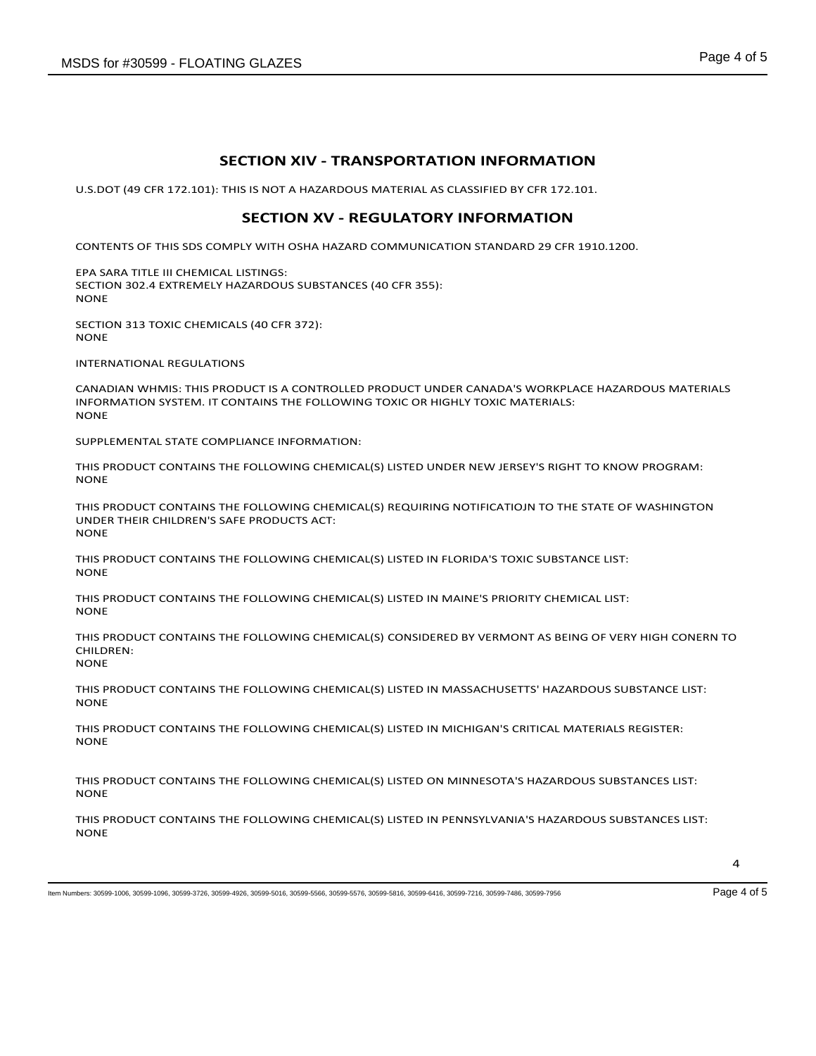## SECTION XIV - TRANSPORTATION INFORMATION

U.S.DOT (49 CFR 172.101): THIS IS NOT A HAZARDOUS MATERIAL AS CLASSIFIED BY CFR 172.101.

## SECTION XV - REGULATORY INFORMATION

CONTENTS OF THIS SDS COMPLY WITH OSHA HAZARD COMMUNICATION STANDARD 29 CFR 1910.1200.

EPA SARA TITLE III CHEMICAL LISTINGS:
SECTION 302.4 EXTREMELY HAZARDOUS SUBSTANCES (40 CFR 355):
NONE

SECTION 313 TOXIC CHEMICALS (40 CFR 372):
NONE

INTERNATIONAL REGULATIONS

CANADIAN WHMIS: THIS PRODUCT IS A CONTROLLED PRODUCT UNDER CANADA'S WORKPLACE HAZARDOUS MATERIALS INFORMATION SYSTEM. IT CONTAINS THE FOLLOWING TOXIC OR HIGHLY TOXIC MATERIALS:
NONE

SUPPLEMENTAL STATE COMPLIANCE INFORMATION:

THIS PRODUCT CONTAINS THE FOLLOWING CHEMICAL(S) LISTED UNDER NEW JERSEY'S RIGHT TO KNOW PROGRAM:
NONE

THIS PRODUCT CONTAINS THE FOLLOWING CHEMICAL(S) REQUIRING NOTIFICATIOJN TO THE STATE OF WASHINGTON UNDER THEIR CHILDREN'S SAFE PRODUCTS ACT:
NONE

THIS PRODUCT CONTAINS THE FOLLOWING CHEMICAL(S) LISTED IN FLORIDA'S TOXIC SUBSTANCE LIST:
NONE

THIS PRODUCT CONTAINS THE FOLLOWING CHEMICAL(S) LISTED IN MAINE'S PRIORITY CHEMICAL LIST:
NONE

THIS PRODUCT CONTAINS THE FOLLOWING CHEMICAL(S) CONSIDERED BY VERMONT AS BEING OF VERY HIGH CONERN TO CHILDREN:
NONE

THIS PRODUCT CONTAINS THE FOLLOWING CHEMICAL(S) LISTED IN MASSACHUSETTS' HAZARDOUS SUBSTANCE LIST:
NONE

THIS PRODUCT CONTAINS THE FOLLOWING CHEMICAL(S) LISTED IN MICHIGAN'S CRITICAL MATERIALS REGISTER:
NONE

THIS PRODUCT CONTAINS THE FOLLOWING CHEMICAL(S) LISTED ON MINNESOTA'S HAZARDOUS SUBSTANCES LIST:
NONE

THIS PRODUCT CONTAINS THE FOLLOWING CHEMICAL(S) LISTED IN PENNSYLVANIA'S HAZARDOUS SUBSTANCES LIST:
NONE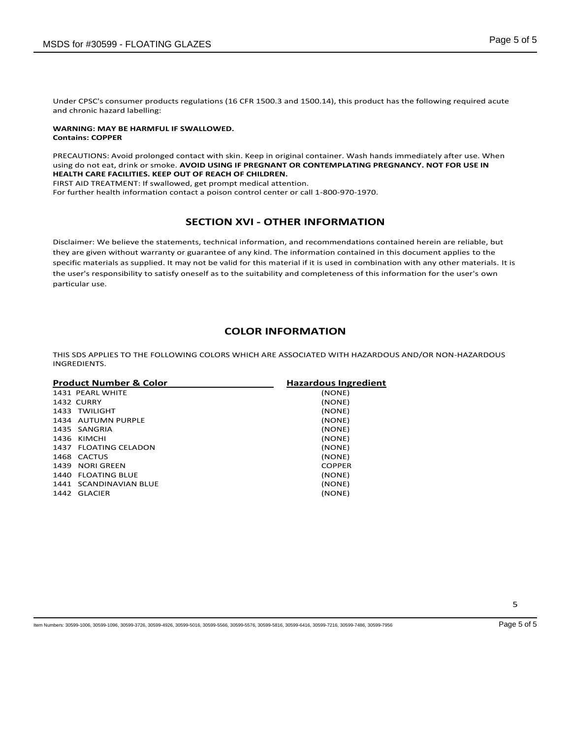Under CPSC's consumer products regulations (16 CFR 1500.3 and 1500.14), this product has the following required acute and chronic hazard labelling:

**WARNING: MAY BE HARMFUL IF SWALLOWED.**
**Contains: COPPER**

PRECAUTIONS: Avoid prolonged contact with skin. Keep in original container. Wash hands immediately after use. When using do not eat, drink or smoke. **AVOID USING IF PREGNANT OR CONTEMPLATING PREGNANCY. NOT FOR USE IN HEALTH CARE FACILITIES. KEEP OUT OF REACH OF CHILDREN.**
FIRST AID TREATMENT: If swallowed, get prompt medical attention.
For further health information contact a poison control center or call 1-800-970-1970.

## SECTION XVI - OTHER INFORMATION

Disclaimer: We believe the statements, technical information, and recommendations contained herein are reliable, but they are given without warranty or guarantee of any kind. The information contained in this document applies to the specific materials as supplied. It may not be valid for this material if it is used in combination with any other materials. It is the user's responsibility to satisfy oneself as to the suitability and completeness of this information for the user's own particular use.

## COLOR INFORMATION

THIS SDS APPLIES TO THE FOLLOWING COLORS WHICH ARE ASSOCIATED WITH HAZARDOUS AND/OR NON-HAZARDOUS INGREDIENTS.

| Product Number & Color | Hazardous Ingredient |
|---|---|
| 1431 PEARL WHITE | (NONE) |
| 1432 CURRY | (NONE) |
| 1433 TWILIGHT | (NONE) |
| 1434 AUTUMN PURPLE | (NONE) |
| 1435 SANGRIA | (NONE) |
| 1436 KIMCHI | (NONE) |
| 1437 FLOATING CELADON | (NONE) |
| 1468 CACTUS | (NONE) |
| 1439 NORI GREEN | COPPER |
| 1440 FLOATING BLUE | (NONE) |
| 1441 SCANDINAVIAN BLUE | (NONE) |
| 1442 GLACIER | (NONE) |

Item Numbers: 30599-1006, 30599-1096, 30599-3726, 30599-4926, 30599-5016, 30599-5566, 30599-5576, 30599-5816, 30599-6416, 30599-7216, 30599-7486, 30599-7956